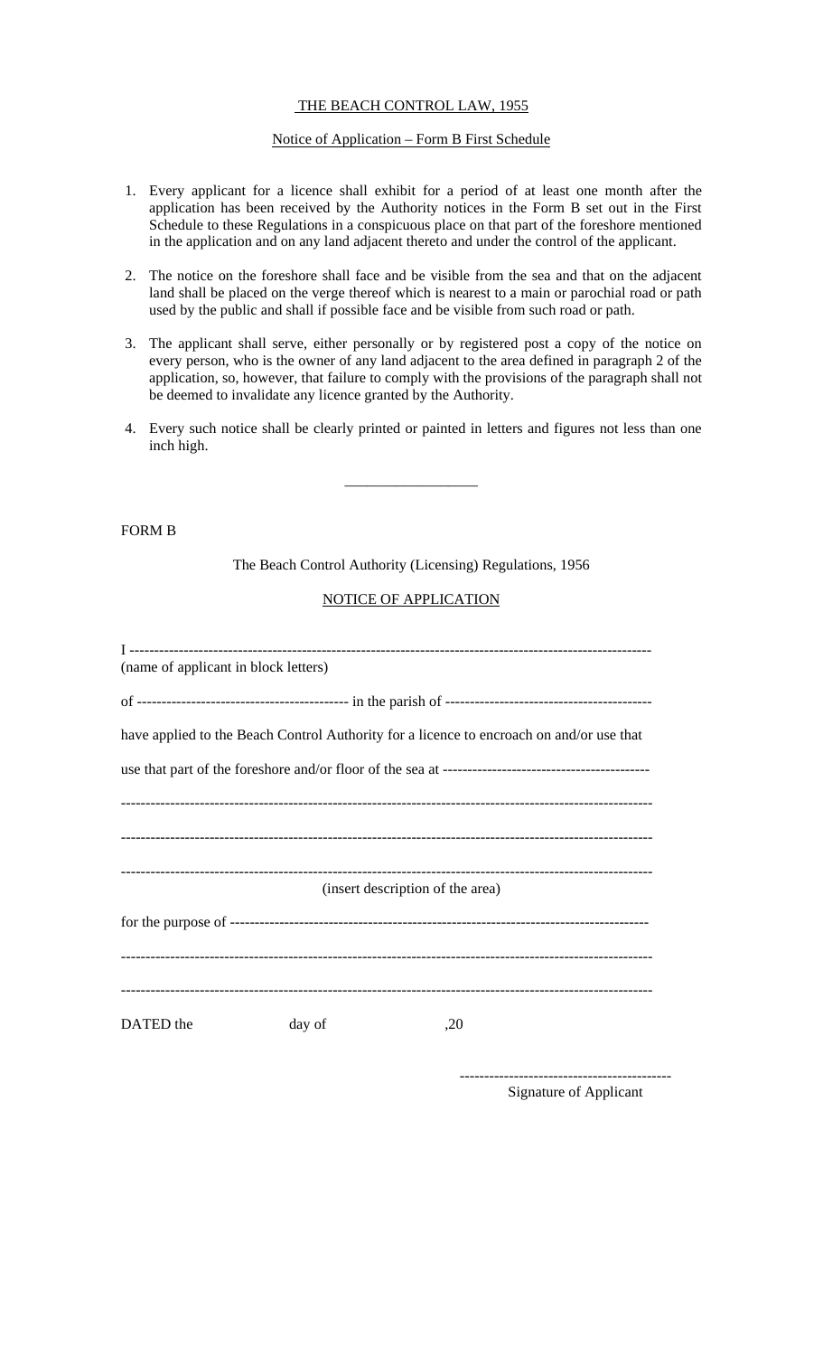<u>THE BEACH CONTROL LAW, 1955</u>

<u>Notice of Application – Form B First Schedule</u>

1. Every applicant for a licence shall exhibit for a period of at least one month after the application has been received by the Authority notices in the Form B set out in the First Schedule to these Regulations in a conspicuous place on that part of the foreshore mentioned in the application and on any land adjacent thereto and under the control of the applicant.

2. The notice on the foreshore shall face and be visible from the sea and that on the adjacent land shall be placed on the verge thereof which is nearest to a main or parochial road or path used by the public and shall if possible face and be visible from such road or path.

3. The applicant shall serve, either personally or by registered post a copy of the notice on every person, who is the owner of any land adjacent to the area defined in paragraph 2 of the application, so, however, that failure to comply with the provisions of the paragraph shall not be deemed to invalidate any licence granted by the Authority.

4. Every such notice shall be clearly printed or painted in letters and figures not less than one inch high.

---

FORM B

The Beach Control Authority (Licensing) Regulations, 1956

<u>NOTICE OF APPLICATION</u>

I -----------------------------------------------------------------------------------------------------------
(name of applicant in block letters)

of ------------------------------------------ in the parish of -----------------------------------------

have applied to the Beach Control Authority for a licence to encroach on and/or use that

use that part of the foreshore and/or floor of the sea at ------------------------------------------

-----------------------------------------------------------------------------------------------------------

-----------------------------------------------------------------------------------------------------------

-----------------------------------------------------------------------------------------------------------
(insert description of the area)

for the purpose of ------------------------------------------------------------------------------------

-----------------------------------------------------------------------------------------------------------

-----------------------------------------------------------------------------------------------------------

DATED the day of ,20

------------------------------------------
Signature of Applicant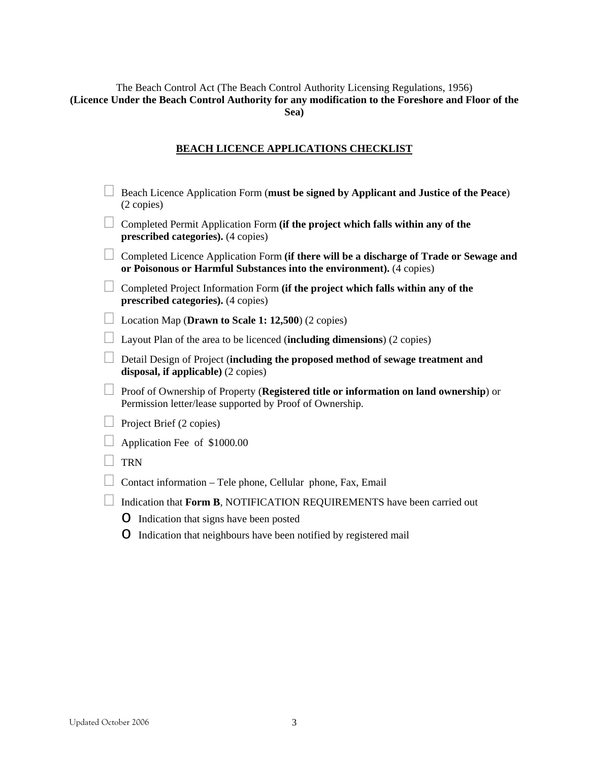The Beach Control Act (The Beach Control Authority Licensing Regulations, 1956)
**(Licence Under the Beach Control Authority for any modification to the Foreshore and Floor of the Sea)**

## BEACH LICENCE APPLICATIONS CHECKLIST

- ☐ Beach Licence Application Form (**must be signed by Applicant and Justice of the Peace**) (2 copies)
- ☐ Completed Permit Application Form **(if the project which falls within any of the prescribed categories).** (4 copies)
- ☐ Completed Licence Application Form **(if there will be a discharge of Trade or Sewage and or Poisonous or Harmful Substances into the environment).** (4 copies)
- ☐ Completed Project Information Form **(if the project which falls within any of the prescribed categories).** (4 copies)
- ☐ Location Map (**Drawn to Scale 1: 12,500**) (2 copies)
- ☐ Layout Plan of the area to be licenced (**including dimensions**) (2 copies)
- ☐ Detail Design of Project (**including the proposed method of sewage treatment and disposal, if applicable)** (2 copies)
- ☐ Proof of Ownership of Property (**Registered title or information on land ownership**) or Permission letter/lease supported by Proof of Ownership.
- ☐ Project Brief (2 copies)
- ☐ Application Fee of $1000.00
- ☐ TRN
- ☐ Contact information – Tele phone, Cellular phone, Fax, Email
- ☐ Indication that **Form B**, NOTIFICATION REQUIREMENTS have been carried out
  - Indication that signs have been posted
  - Indication that neighbours have been notified by registered mail

Updated October 2006